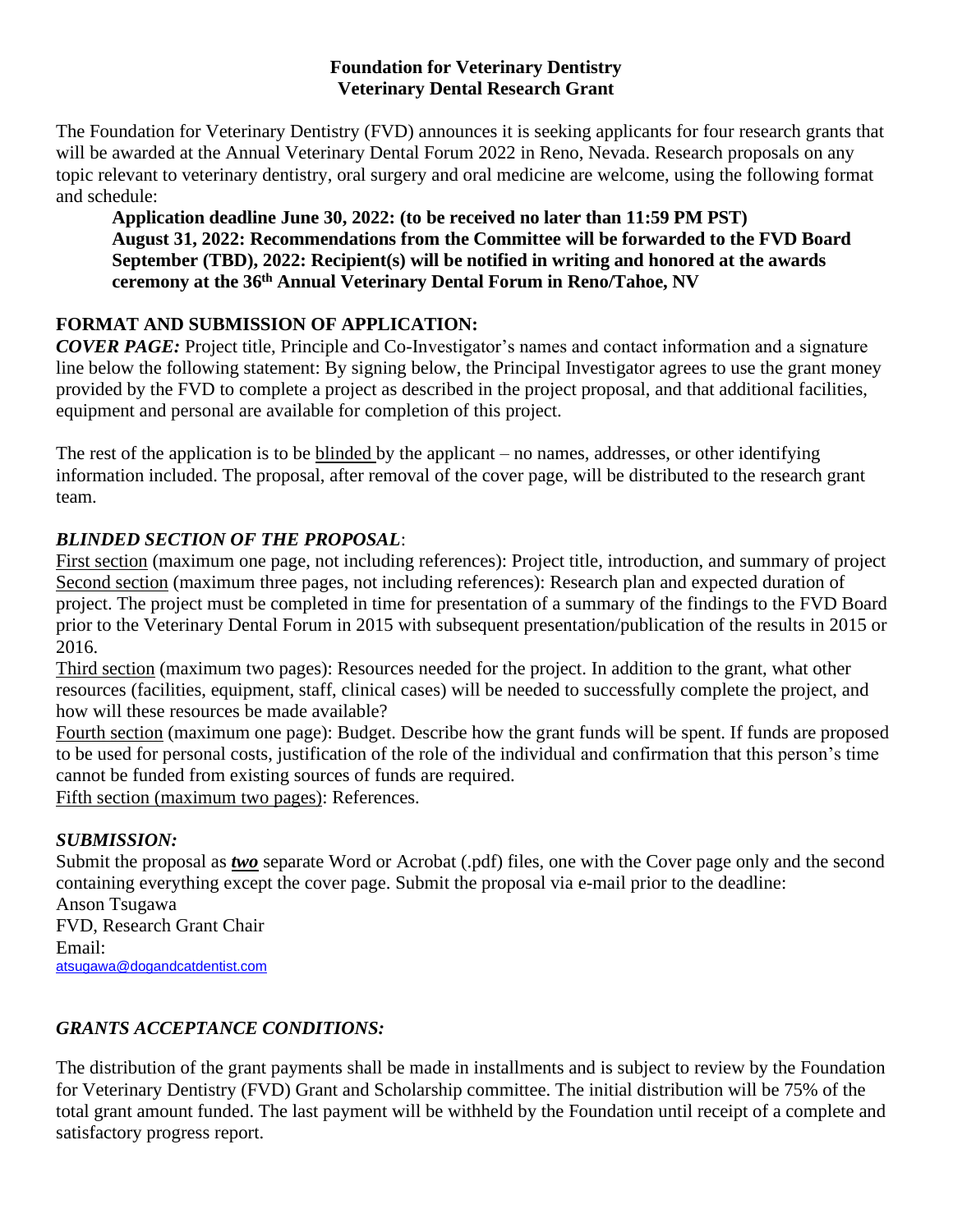# Foundation for Veterinary Dentistry
## Veterinary Dental Research Grant

The Foundation for Veterinary Dentistry (FVD) announces it is seeking applicants for four research grants that will be awarded at the Annual Veterinary Dental Forum 2022 in Reno, Nevada. Research proposals on any topic relevant to veterinary dentistry, oral surgery and oral medicine are welcome, using the following format and schedule:

> **Application deadline June 30, 2022: (to be received no later than 11:59 PM PST)**
> **August 31, 2022: Recommendations from the Committee will be forwarded to the FVD Board**
> **September (TBD), 2022: Recipient(s) will be notified in writing and honored at the awards ceremony at the 36th Annual Veterinary Dental Forum in Reno/Tahoe, NV**

### FORMAT AND SUBMISSION OF APPLICATION:

***COVER PAGE:*** Project title, Principle and Co-Investigator's names and contact information and a signature line below the following statement: By signing below, the Principal Investigator agrees to use the grant money provided by the FVD to complete a project as described in the project proposal, and that additional facilities, equipment and personal are available for completion of this project.

The rest of the application is to be blinded by the applicant – no names, addresses, or other identifying information included. The proposal, after removal of the cover page, will be distributed to the research grant team.

### *BLINDED SECTION OF THE PROPOSAL*:

First section (maximum one page, not including references): Project title, introduction, and summary of project
Second section (maximum three pages, not including references): Research plan and expected duration of project. The project must be completed in time for presentation of a summary of the findings to the FVD Board prior to the Veterinary Dental Forum in 2015 with subsequent presentation/publication of the results in 2015 or 2016.
Third section (maximum two pages): Resources needed for the project. In addition to the grant, what other resources (facilities, equipment, staff, clinical cases) will be needed to successfully complete the project, and how will these resources be made available?
Fourth section (maximum one page): Budget. Describe how the grant funds will be spent. If funds are proposed to be used for personal costs, justification of the role of the individual and confirmation that this person's time cannot be funded from existing sources of funds are required.
Fifth section (maximum two pages): References.

### *SUBMISSION:*

Submit the proposal as ***two*** separate Word or Acrobat (.pdf) files, one with the Cover page only and the second containing everything except the cover page. Submit the proposal via e-mail prior to the deadline:
Anson Tsugawa
FVD, Research Grant Chair
Email:
atsugawa@dogandcatdentist.com

### *GRANTS ACCEPTANCE CONDITIONS:*

The distribution of the grant payments shall be made in installments and is subject to review by the Foundation for Veterinary Dentistry (FVD) Grant and Scholarship committee. The initial distribution will be 75% of the total grant amount funded. The last payment will be withheld by the Foundation until receipt of a complete and satisfactory progress report.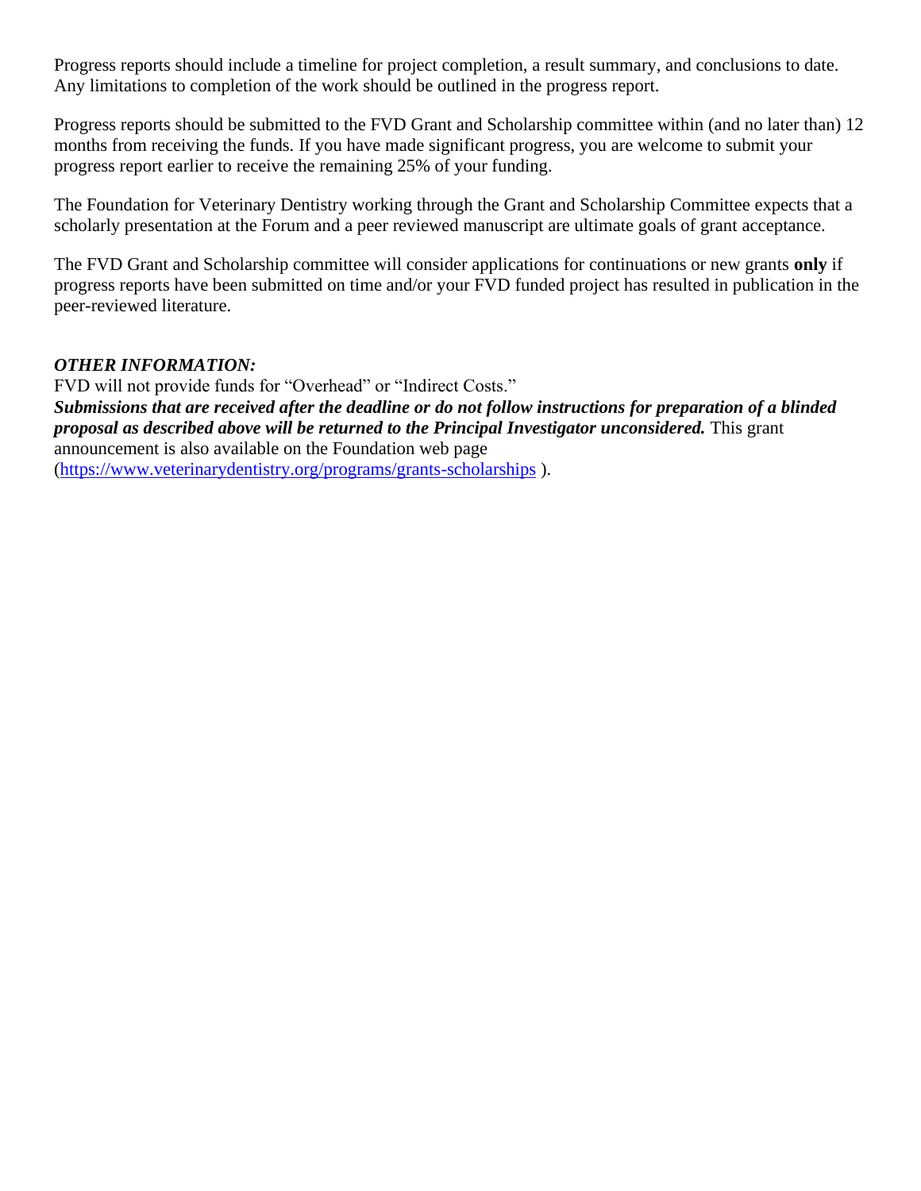Progress reports should include a timeline for project completion, a result summary, and conclusions to date. Any limitations to completion of the work should be outlined in the progress report.

Progress reports should be submitted to the FVD Grant and Scholarship committee within (and no later than) 12 months from receiving the funds. If you have made significant progress, you are welcome to submit your progress report earlier to receive the remaining 25% of your funding.

The Foundation for Veterinary Dentistry working through the Grant and Scholarship Committee expects that a scholarly presentation at the Forum and a peer reviewed manuscript are ultimate goals of grant acceptance.

The FVD Grant and Scholarship committee will consider applications for continuations or new grants **only** if progress reports have been submitted on time and/or your FVD funded project has resulted in publication in the peer-reviewed literature.

***OTHER INFORMATION:***

FVD will not provide funds for "Overhead" or "Indirect Costs."

***Submissions that are received after the deadline or do not follow instructions for preparation of a blinded proposal as described above will be returned to the Principal Investigator unconsidered.*** This grant announcement is also available on the Foundation web page (https://www.veterinarydentistry.org/programs/grants-scholarships ).